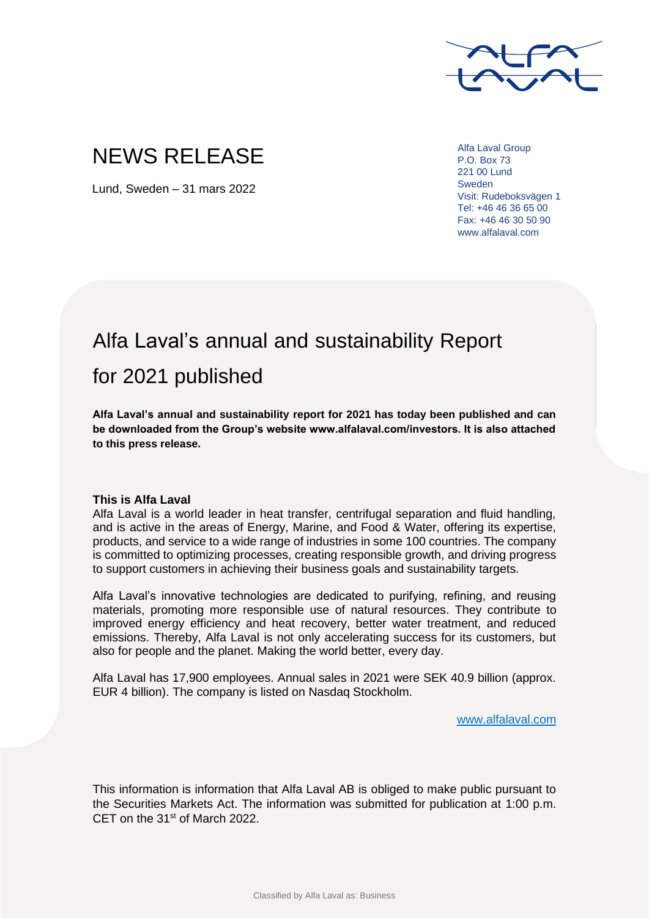# NEWS RELEASE

Lund, Sweden – 31 mars 2022

Alfa Laval Group
P.O. Box 73
221 00 Lund
Sweden
Visit: Rudeboksvägen 1
Tel: +46 46 36 65 00
Fax: +46 46 30 50 90
www.alfalaval.com

## Alfa Laval's annual and sustainability Report for 2021 published

**Alfa Laval's annual and sustainability report for 2021 has today been published and can be downloaded from the Group's website www.alfalaval.com/investors. It is also attached to this press release.**

**This is Alfa Laval**

Alfa Laval is a world leader in heat transfer, centrifugal separation and fluid handling, and is active in the areas of Energy, Marine, and Food & Water, offering its expertise, products, and service to a wide range of industries in some 100 countries. The company is committed to optimizing processes, creating responsible growth, and driving progress to support customers in achieving their business goals and sustainability targets.

Alfa Laval's innovative technologies are dedicated to purifying, refining, and reusing materials, promoting more responsible use of natural resources. They contribute to improved energy efficiency and heat recovery, better water treatment, and reduced emissions. Thereby, Alfa Laval is not only accelerating success for its customers, but also for people and the planet. Making the world better, every day.

Alfa Laval has 17,900 employees. Annual sales in 2021 were SEK 40.9 billion (approx. EUR 4 billion). The company is listed on Nasdaq Stockholm.

www.alfalaval.com

This information is information that Alfa Laval AB is obliged to make public pursuant to the Securities Markets Act. The information was submitted for publication at 1:00 p.m. CET on the 31st of March 2022.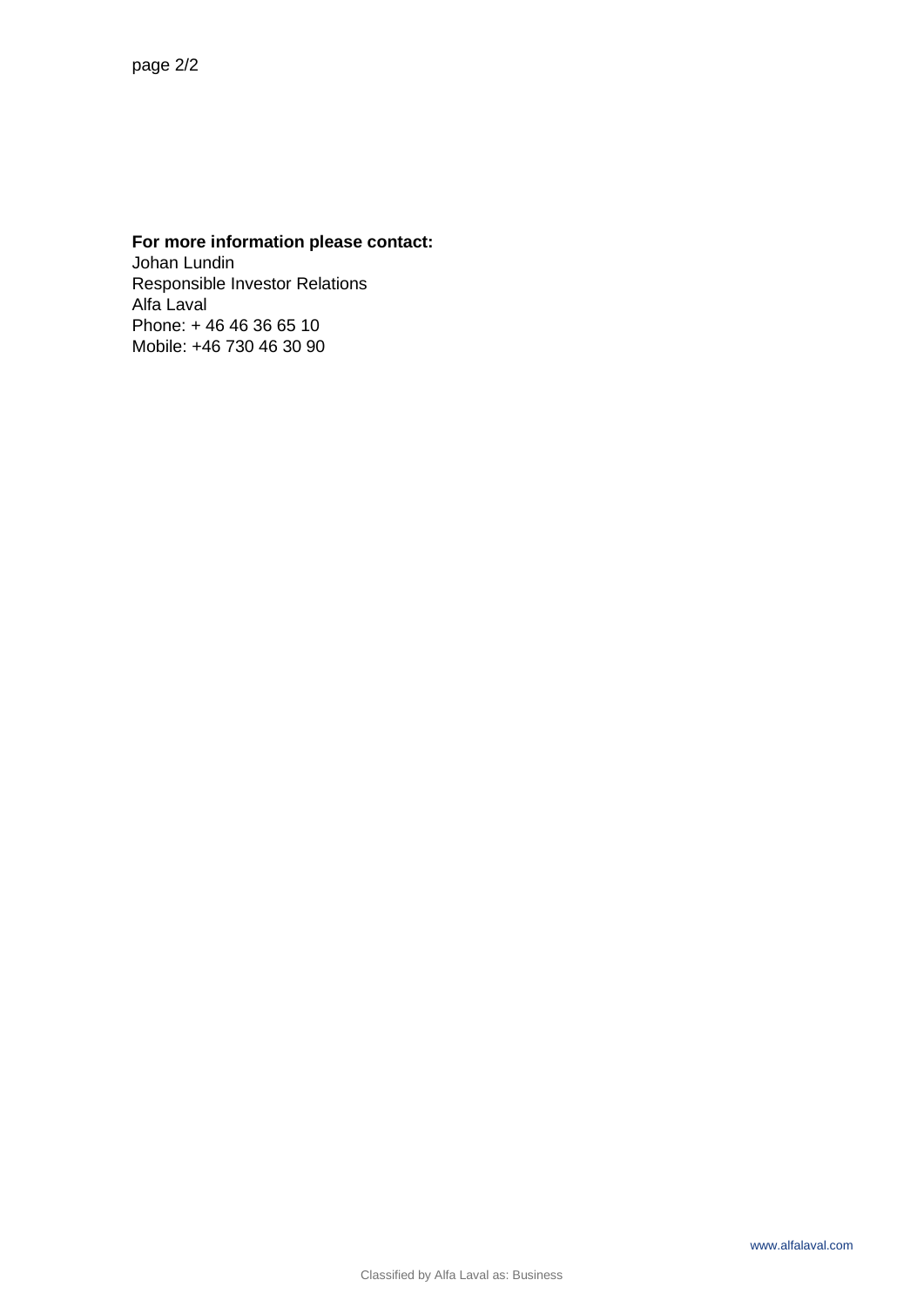**For more information please contact:**
Johan Lundin
Responsible Investor Relations
Alfa Laval
Phone: + 46 46 36 65 10
Mobile: +46 730 46 30 90

www.alfalaval.com

Classified by Alfa Laval as: Business